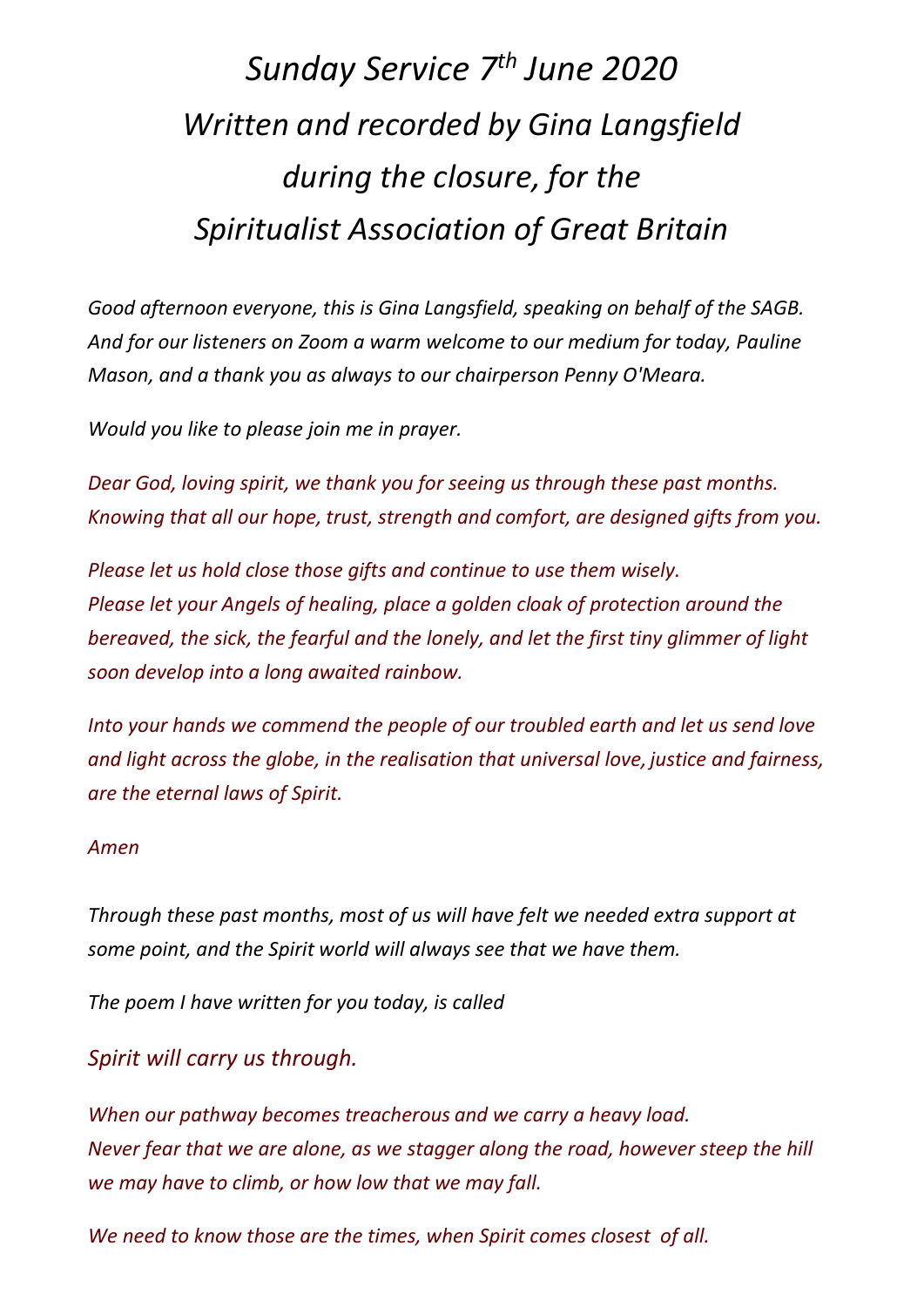# *Sunday Service 7th June 2020*
# *Written and recorded by Gina Langsfield during the closure, for the Spiritualist Association of Great Britain*

*Good afternoon everyone, this is Gina Langsfield, speaking on behalf of the SAGB. And for our listeners on Zoom a warm welcome to our medium for today, Pauline Mason, and a thank you as always to our chairperson Penny O'Meara.*

*Would you like to please join me in prayer.*

*Dear God, loving spirit, we thank you for seeing us through these past months. Knowing that all our hope, trust, strength and comfort, are designed gifts from you.*

*Please let us hold close those gifts and continue to use them wisely.*
*Please let your Angels of healing, place a golden cloak of protection around the bereaved, the sick, the fearful and the lonely, and let the first tiny glimmer of light soon develop into a long awaited rainbow.*

*Into your hands we commend the people of our troubled earth and let us send love and light across the globe, in the realisation that universal love, justice and fairness, are the eternal laws of Spirit.*

*Amen*

*Through these past months, most of us will have felt we needed extra support at some point, and the Spirit world will always see that we have them.*

*The poem I have written for you today, is called*

### *Spirit will carry us through.*

*When our pathway becomes treacherous and we carry a heavy load.*
*Never fear that we are alone, as we stagger along the road, however steep the hill we may have to climb, or how low that we may fall.*

*We need to know those are the times, when Spirit comes closest of all.*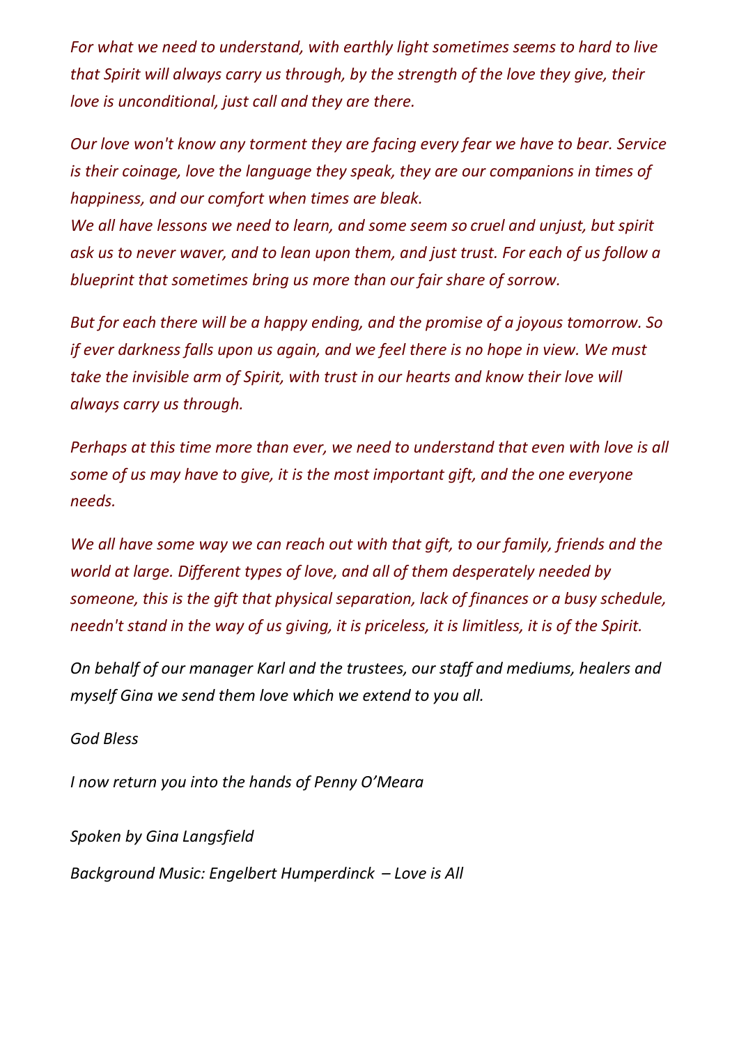*For what we need to understand, with earthly light sometimes seems to hard to live that Spirit will always carry us through, by the strength of the love they give, their love is unconditional, just call and they are there.*

*Our love won't know any torment they are facing every fear we have to bear. Service is their coinage, love the language they speak, they are our companions in times of happiness, and our comfort when times are bleak.*
*We all have lessons we need to learn, and some seem so cruel and unjust, but spirit ask us to never waver, and to lean upon them, and just trust. For each of us follow a blueprint that sometimes bring us more than our fair share of sorrow.*

*But for each there will be a happy ending, and the promise of a joyous tomorrow. So if ever darkness falls upon us again, and we feel there is no hope in view. We must take the invisible arm of Spirit, with trust in our hearts and know their love will always carry us through.*

*Perhaps at this time more than ever, we need to understand that even with love is all some of us may have to give, it is the most important gift, and the one everyone needs.*

*We all have some way we can reach out with that gift, to our family, friends and the world at large. Different types of love, and all of them desperately needed by someone, this is the gift that physical separation, lack of finances or a busy schedule, needn't stand in the way of us giving, it is priceless, it is limitless, it is of the Spirit.*

*On behalf of our manager Karl and the trustees, our staff and mediums, healers and myself Gina we send them love which we extend to you all.*

*God Bless*

*I now return you into the hands of Penny O'Meara*

*Spoken by Gina Langsfield*

*Background Music: Engelbert Humperdinck – Love is All*